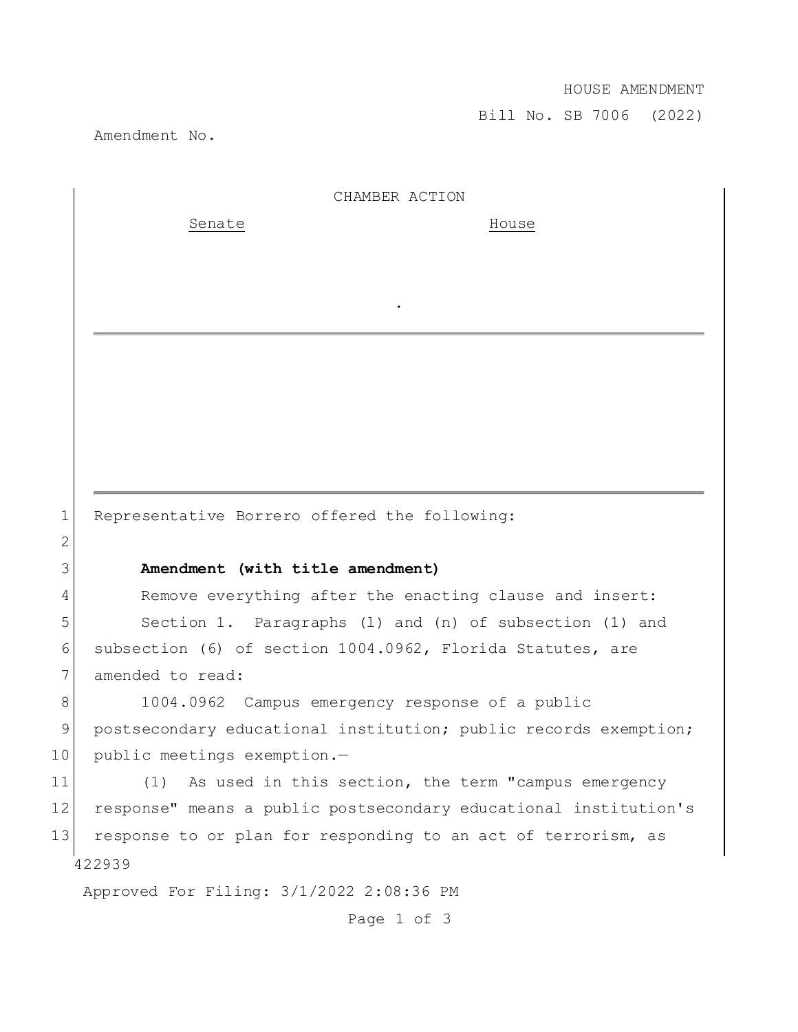HOUSE AMENDMENT

Bill No. SB 7006 (2022)

Amendment No.

CHAMBER ACTION

Senate | House

.

Representative Borrero offered the following:

**Amendment (with title amendment)**

Remove everything after the enacting clause and insert:

Section 1. Paragraphs (l) and (n) of subsection (1) and subsection (6) of section 1004.0962, Florida Statutes, are amended to read:

1004.0962 Campus emergency response of a public postsecondary educational institution; public records exemption; public meetings exemption.—

(1) As used in this section, the term "campus emergency response" means a public postsecondary educational institution's response to or plan for responding to an act of terrorism, as

422939

Approved For Filing: 3/1/2022 2:08:36 PM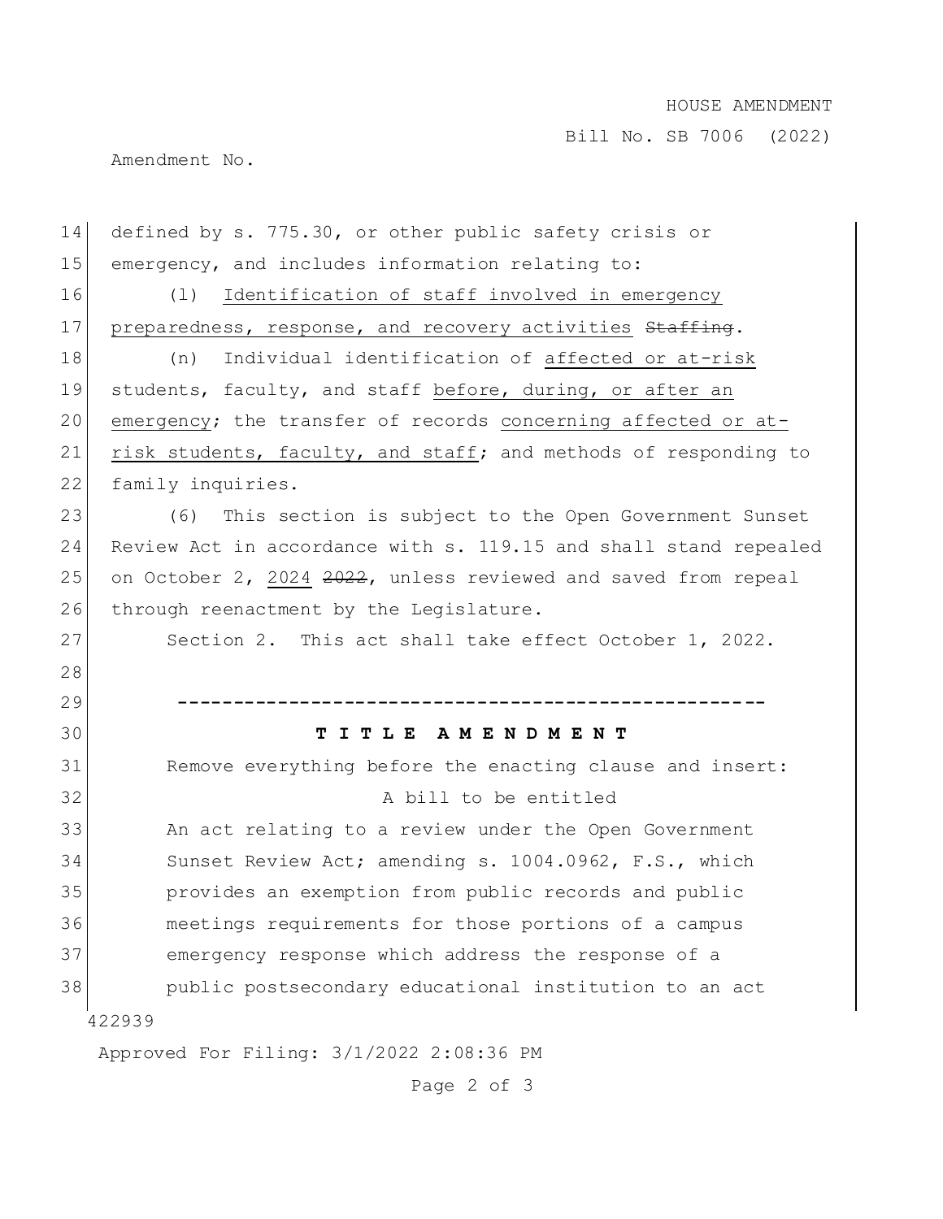defined by s. 775.30, or other public safety crisis or emergency, and includes information relating to:

(l) Identification of staff involved in emergency preparedness, response, and recovery activities ~~Staffing~~.

(n) Individual identification of affected or at-risk students, faculty, and staff before, during, or after an emergency; the transfer of records concerning affected or at-risk students, faculty, and staff; and methods of responding to family inquiries.

(6) This section is subject to the Open Government Sunset Review Act in accordance with s. 119.15 and shall stand repealed on October 2, 2024 ~~2022~~, unless reviewed and saved from repeal through reenactment by the Legislature.

Section 2. This act shall take effect October 1, 2022.

-----------------------------------------------------

**T I T L E A M E N D M E N T**

Remove everything before the enacting clause and insert:

A bill to be entitled

An act relating to a review under the Open Government Sunset Review Act; amending s. 1004.0962, F.S., which provides an exemption from public records and public meetings requirements for those portions of a campus emergency response which address the response of a public postsecondary educational institution to an act

422939

Approved For Filing: 3/1/2022 2:08:36 PM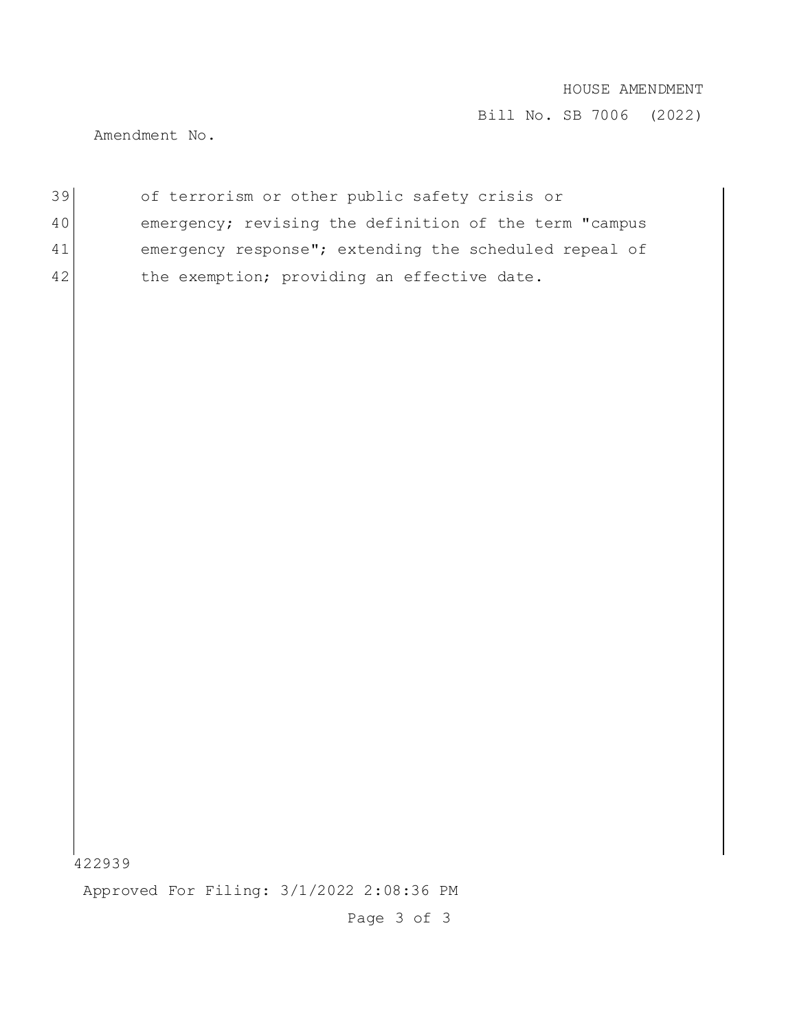39 of terrorism or other public safety crisis or
40 emergency; revising the definition of the term "campus
41 emergency response"; extending the scheduled repeal of
42 the exemption; providing an effective date.

422939

Approved For Filing: 3/1/2022 2:08:36 PM